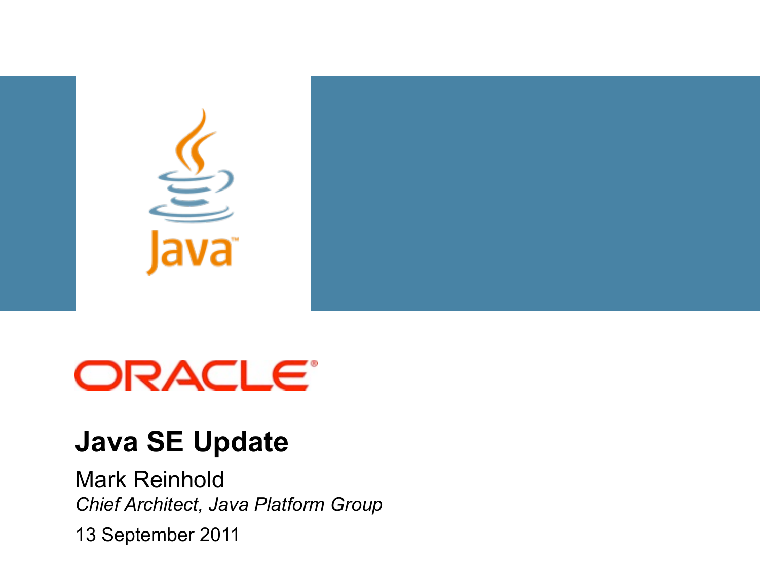# Java SE Update

Mark Reinhold

*Chief Architect, Java Platform Group*

13 September 2011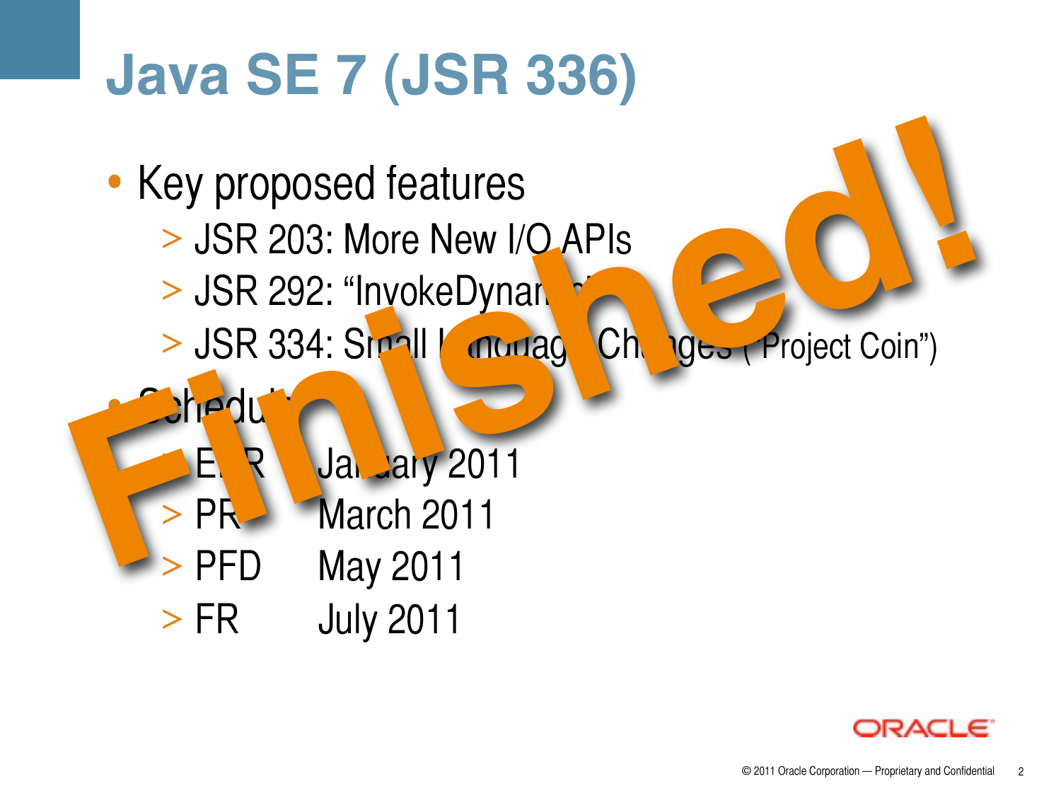# Java SE 7 (JSR 336)

- Key proposed features
  - JSR 203: More New I/O APIs
  - JSR 292: "InvokeDynamic"
  - JSR 334: Small Language Changes ("Project Coin")
- Schedule
  - EDR January 2011
  - PR March 2011
  - PFD May 2011
  - FR July 2011

**Finished!**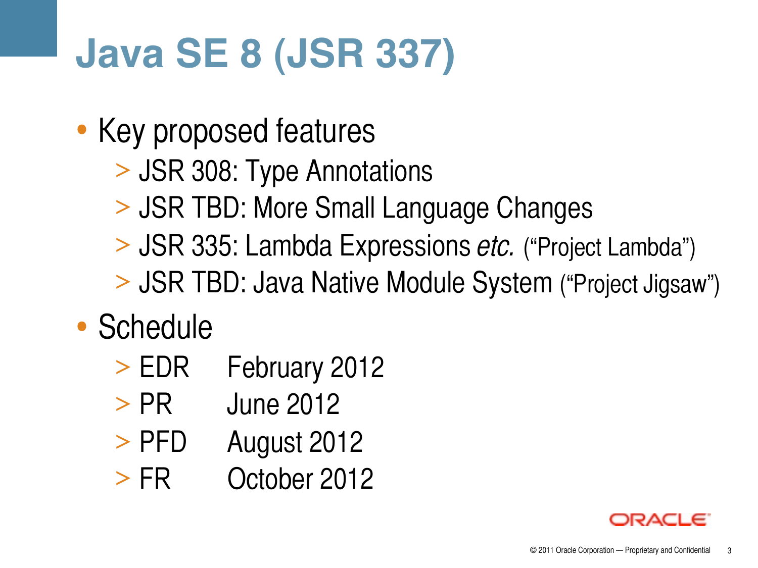# Java SE 8 (JSR 337)

- Key proposed features
  - JSR 308: Type Annotations
  - JSR TBD: More Small Language Changes
  - JSR 335: Lambda Expressions *etc.* ("Project Lambda")
  - JSR TBD: Java Native Module System ("Project Jigsaw")
- Schedule
  - EDR February 2012
  - PR June 2012
  - PFD August 2012
  - FR October 2012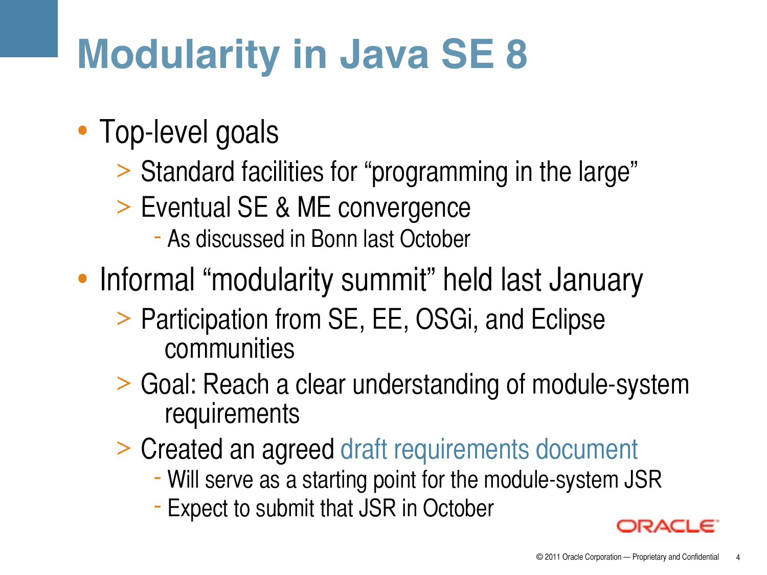# Modularity in Java SE 8

- Top-level goals
  - Standard facilities for "programming in the large"
  - Eventual SE & ME convergence
    - As discussed in Bonn last October
- Informal "modularity summit" held last January
  - Participation from SE, EE, OSGi, and Eclipse communities
  - Goal: Reach a clear understanding of module-system requirements
  - Created an agreed draft requirements document
    - Will serve as a starting point for the module-system JSR
    - Expect to submit that JSR in October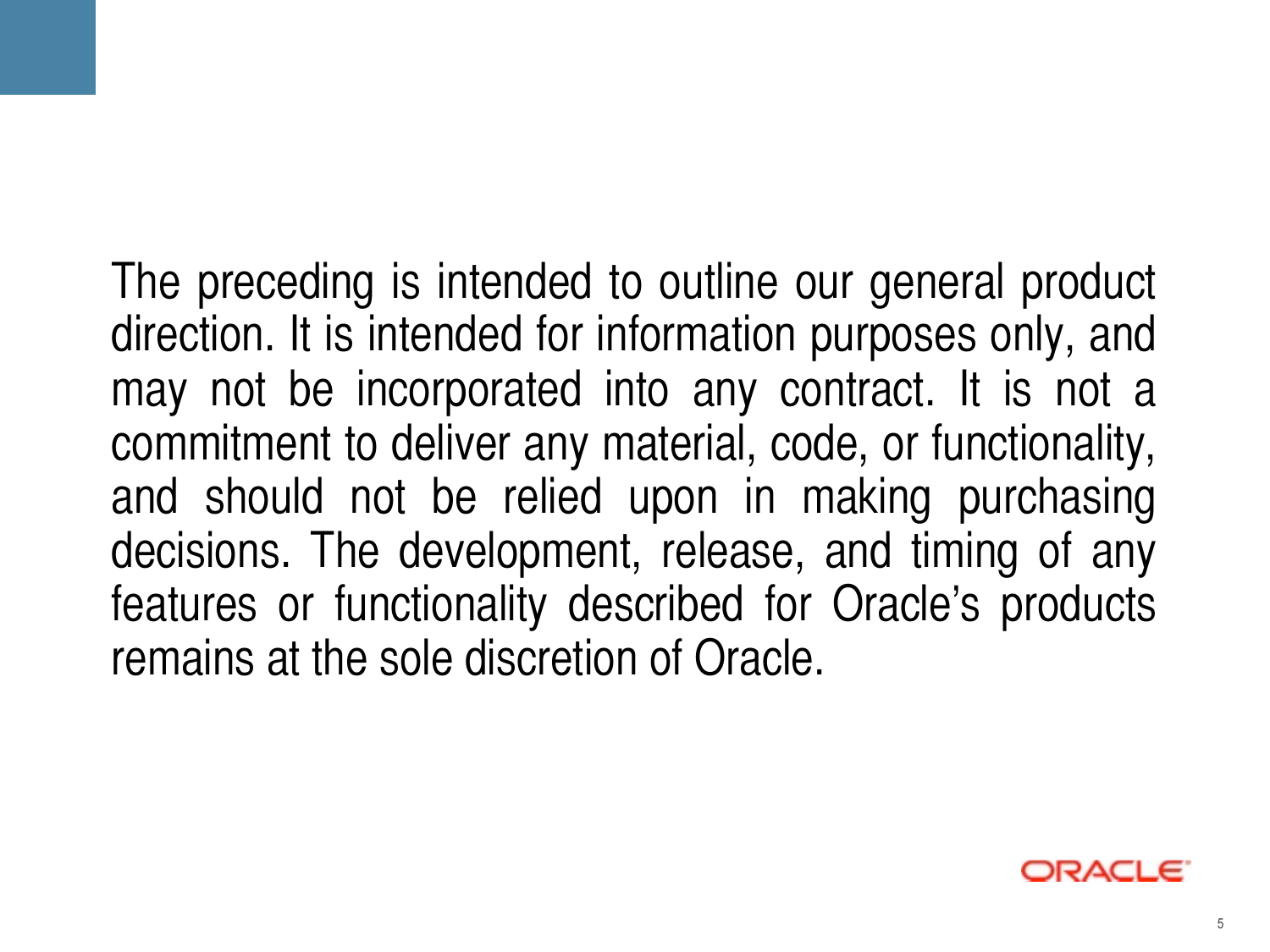The preceding is intended to outline our general product direction. It is intended for information purposes only, and may not be incorporated into any contract. It is not a commitment to deliver any material, code, or functionality, and should not be relied upon in making purchasing decisions. The development, release, and timing of any features or functionality described for Oracle's products remains at the sole discretion of Oracle.